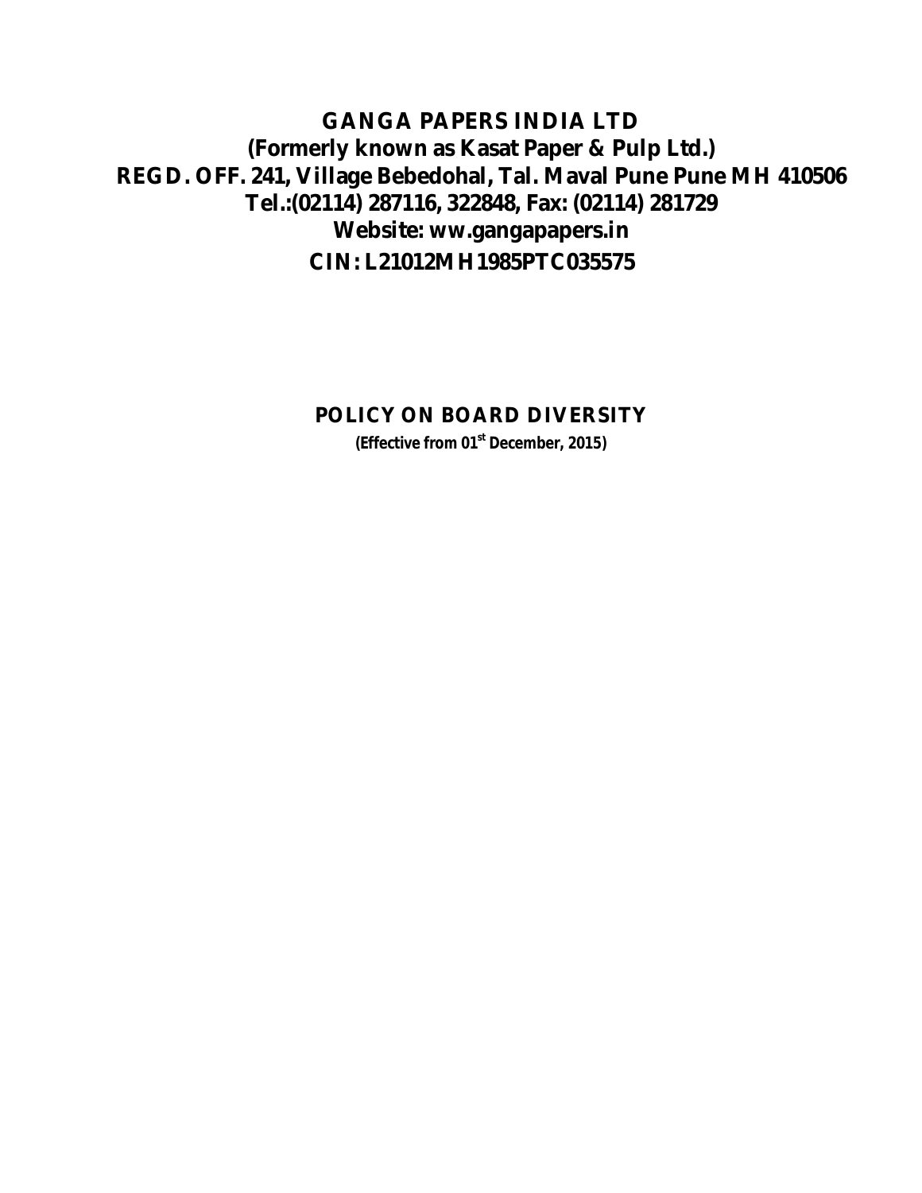# GANGA PAPERS INDIA LTD

**(Formerly known as Kasat Paper & Pulp Ltd.)**

**REGD. OFF. 241, Village Bebedohal, Tal. Maval Pune Pune MH 410506**

**Tel.:(02114) 287116, 322848, Fax: (02114) 281729**

**Website: ww.gangapapers.in**

**CIN: L21012MH1985PTC035575**

## POLICY ON BOARD DIVERSITY

**(Effective from 01st December, 2015)**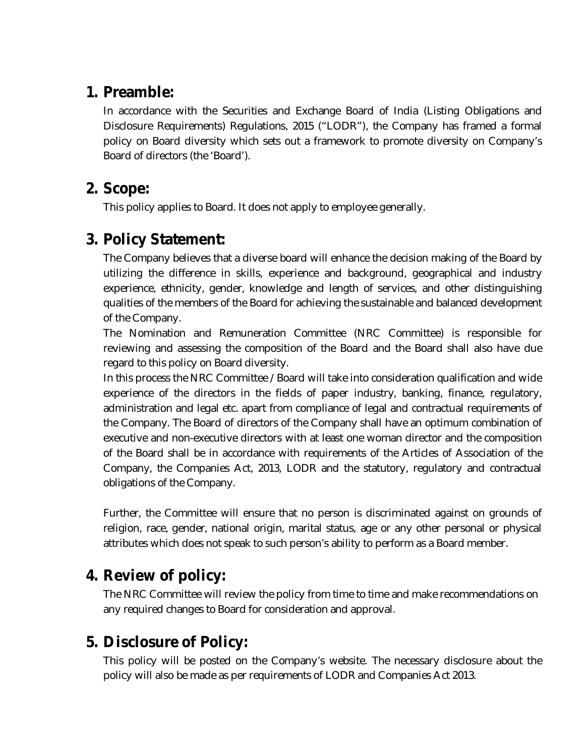## 1. Preamble:

In accordance with the Securities and Exchange Board of India (Listing Obligations and Disclosure Requirements) Regulations, 2015 ("LODR"), the Company has framed a formal policy on Board diversity which sets out a framework to promote diversity on Company's Board of directors (the 'Board').

## 2. Scope:

This policy applies to Board. It does not apply to employee generally.

## 3. Policy Statement:

The Company believes that a diverse board will enhance the decision making of the Board by utilizing the difference in skills, experience and background, geographical and industry experience, ethnicity, gender, knowledge and length of services, and other distinguishing qualities of the members of the Board for achieving the sustainable and balanced development of the Company.

The Nomination and Remuneration Committee (NRC Committee) is responsible for reviewing and assessing the composition of the Board and the Board shall also have due regard to this policy on Board diversity.

In this process the NRC Committee / Board will take into consideration qualification and wide experience of the directors in the fields of paper industry, banking, finance, regulatory, administration and legal etc. apart from compliance of legal and contractual requirements of the Company. The Board of directors of the Company shall have an optimum combination of executive and non-executive directors with at least one woman director and the composition of the Board shall be in accordance with requirements of the Articles of Association of the Company, the Companies Act, 2013, LODR and the statutory, regulatory and contractual obligations of the Company.

Further, the Committee will ensure that no person is discriminated against on grounds of religion, race, gender, national origin, marital status, age or any other personal or physical attributes which does not speak to such person's ability to perform as a Board member.

## 4. Review of policy:

The NRC Committee will review the policy from time to time and make recommendations on any required changes to Board for consideration and approval.

## 5. Disclosure of Policy:

This policy will be posted on the Company's website. The necessary disclosure about the policy will also be made as per requirements of LODR and Companies Act 2013.